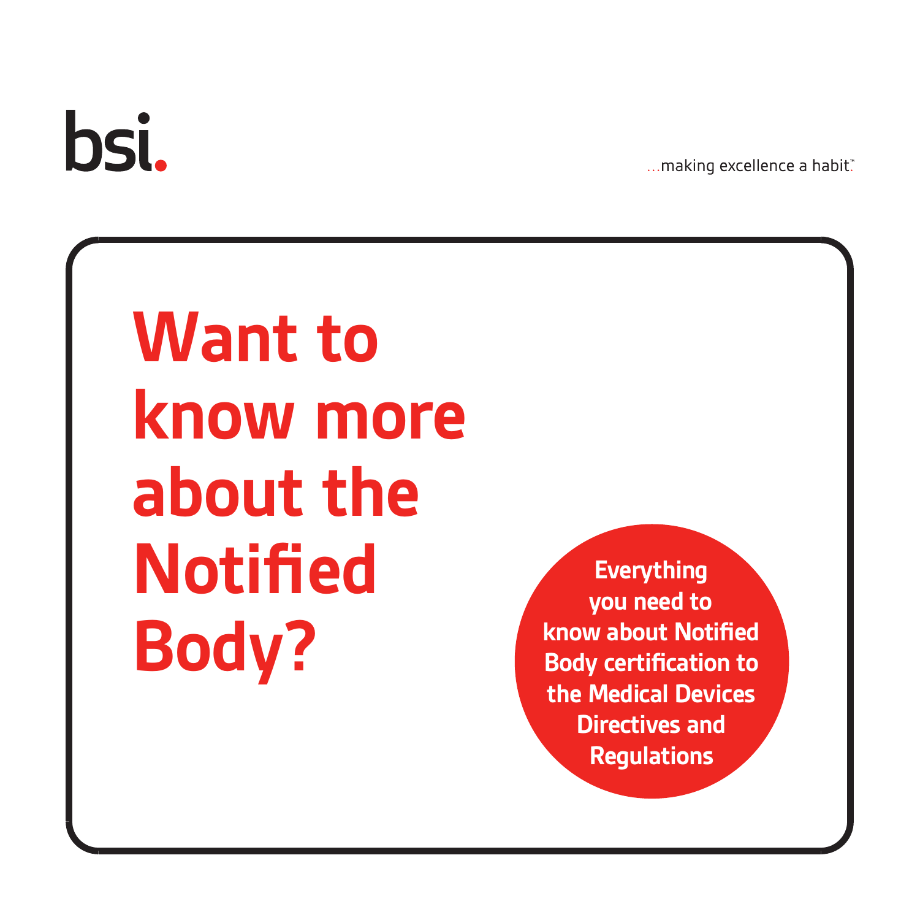bsi.

...making excellence a habit.™

# Want to know more about the Notified Body?

**Everything you need to know about Notified Body certification to the Medical Devices Directives and Regulations**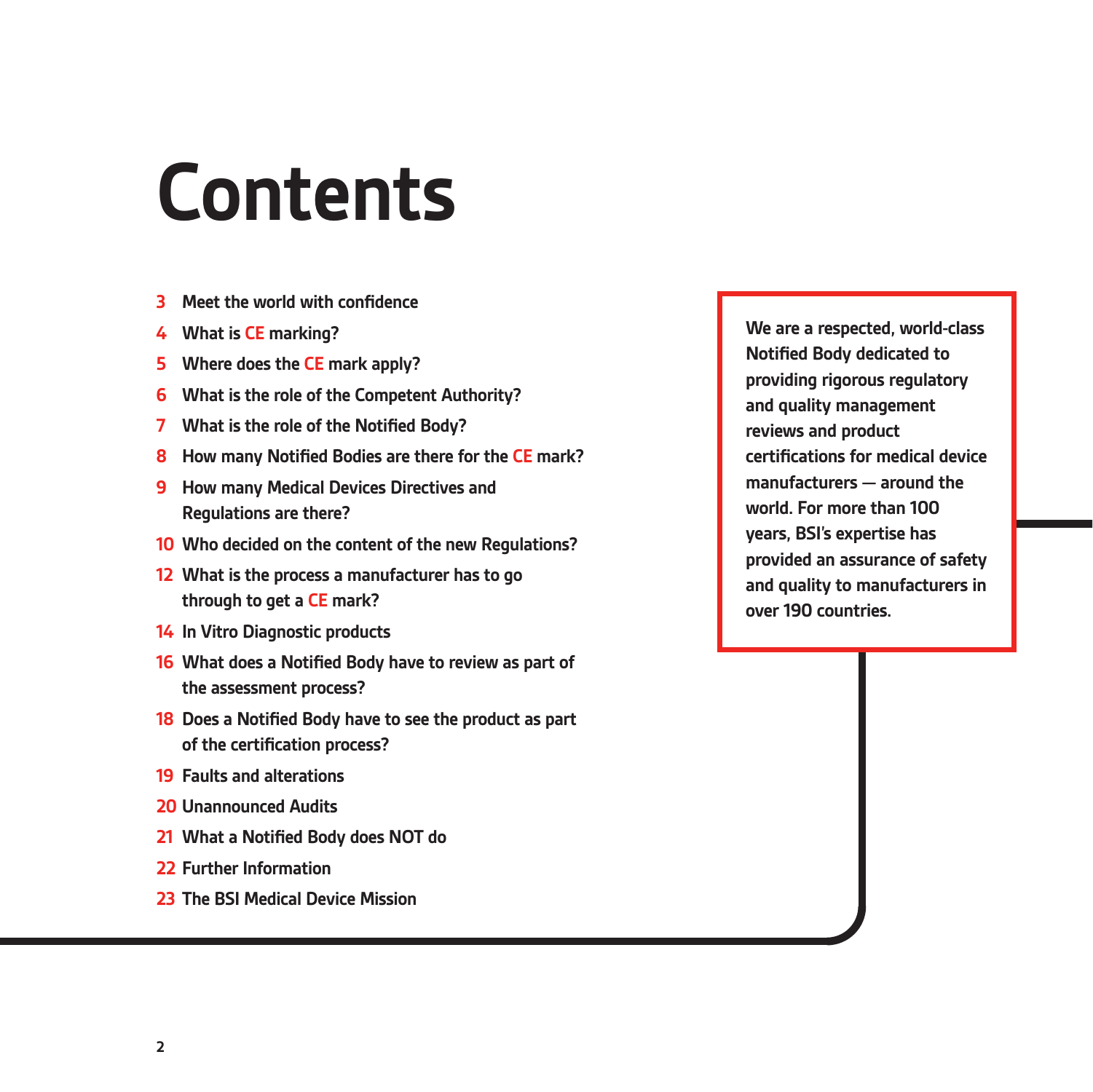# Contents

- 3 Meet the world with confidence
- 4 What is CE marking?
- 5 Where does the CE mark apply?
- 6 What is the role of the Competent Authority?
- 7 What is the role of the Notified Body?
- 8 How many Notified Bodies are there for the CE mark?
- 9 How many Medical Devices Directives and Regulations are there?
- 10 Who decided on the content of the new Regulations?
- 12 What is the process a manufacturer has to go through to get a CE mark?
- 14 In Vitro Diagnostic products
- 16 What does a Notified Body have to review as part of the assessment process?
- 18 Does a Notified Body have to see the product as part of the certification process?
- 19 Faults and alterations
- 20 Unannounced Audits
- 21 What a Notified Body does NOT do
- 22 Further Information
- 23 The BSI Medical Device Mission

**We are a respected, world-class Notified Body dedicated to providing rigorous regulatory and quality management reviews and product certifications for medical device manufacturers — around the world. For more than 100 years, BSI's expertise has provided an assurance of safety and quality to manufacturers in over 190 countries.**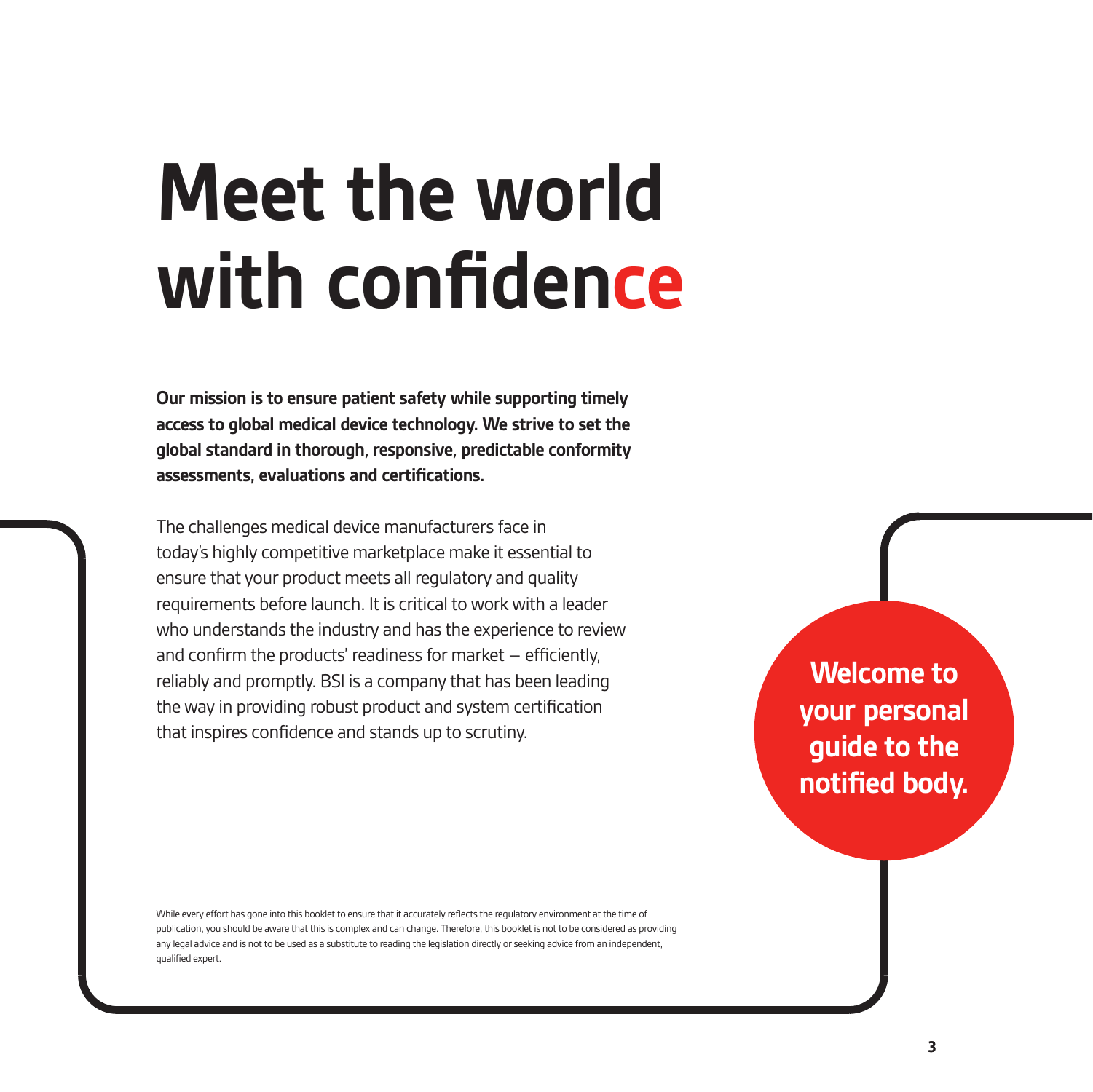# Meet the world with confidence

**Our mission is to ensure patient safety while supporting timely access to global medical device technology. We strive to set the global standard in thorough, responsive, predictable conformity assessments, evaluations and certifications.**

The challenges medical device manufacturers face in today's highly competitive marketplace make it essential to ensure that your product meets all regulatory and quality requirements before launch. It is critical to work with a leader who understands the industry and has the experience to review and confirm the products' readiness for market – efficiently, reliably and promptly. BSI is a company that has been leading the way in providing robust product and system certification that inspires confidence and stands up to scrutiny.

**Welcome to your personal guide to the notified body.**

While every effort has gone into this booklet to ensure that it accurately reflects the regulatory environment at the time of publication, you should be aware that this is complex and can change. Therefore, this booklet is not to be considered as providing any legal advice and is not to be used as a substitute to reading the legislation directly or seeking advice from an independent, qualified expert.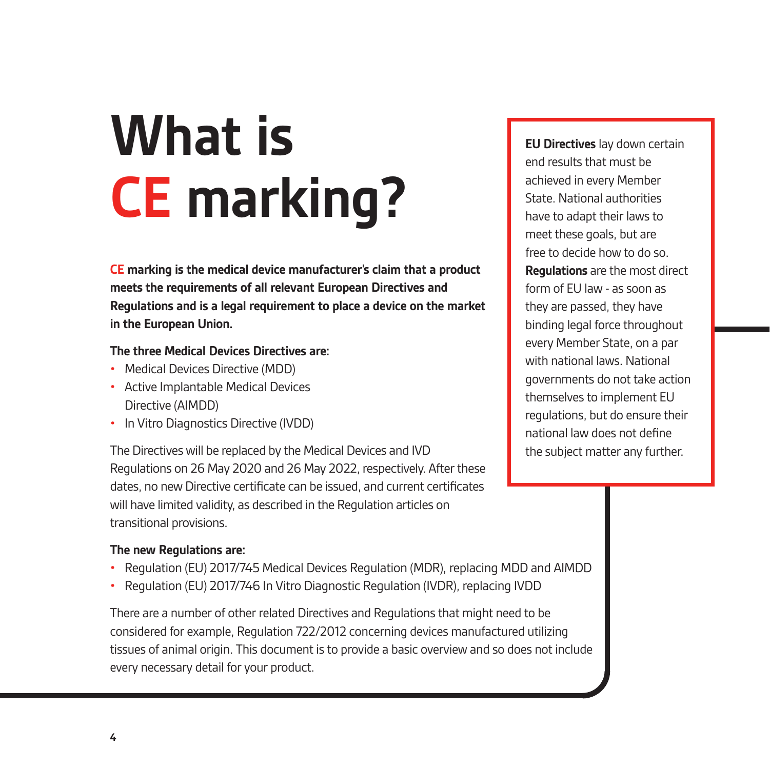# What is CE marking?

**CE marking is the medical device manufacturer's claim that a product meets the requirements of all relevant European Directives and Regulations and is a legal requirement to place a device on the market in the European Union.**

**The three Medical Devices Directives are:**

- Medical Devices Directive (MDD)
- Active Implantable Medical Devices Directive (AIMDD)
- In Vitro Diagnostics Directive (IVDD)

The Directives will be replaced by the Medical Devices and IVD Regulations on 26 May 2020 and 26 May 2022, respectively. After these dates, no new Directive certificate can be issued, and current certificates will have limited validity, as described in the Regulation articles on transitional provisions.

**The new Regulations are:**

- Regulation (EU) 2017/745 Medical Devices Regulation (MDR), replacing MDD and AIMDD
- Regulation (EU) 2017/746 In Vitro Diagnostic Regulation (IVDR), replacing IVDD

There are a number of other related Directives and Regulations that might need to be considered for example, Regulation 722/2012 concerning devices manufactured utilizing tissues of animal origin. This document is to provide a basic overview and so does not include every necessary detail for your product.

**EU Directives** lay down certain end results that must be achieved in every Member State. National authorities have to adapt their laws to meet these goals, but are free to decide how to do so. **Regulations** are the most direct form of EU law - as soon as they are passed, they have binding legal force throughout every Member State, on a par with national laws. National governments do not take action themselves to implement EU regulations, but do ensure their national law does not define the subject matter any further.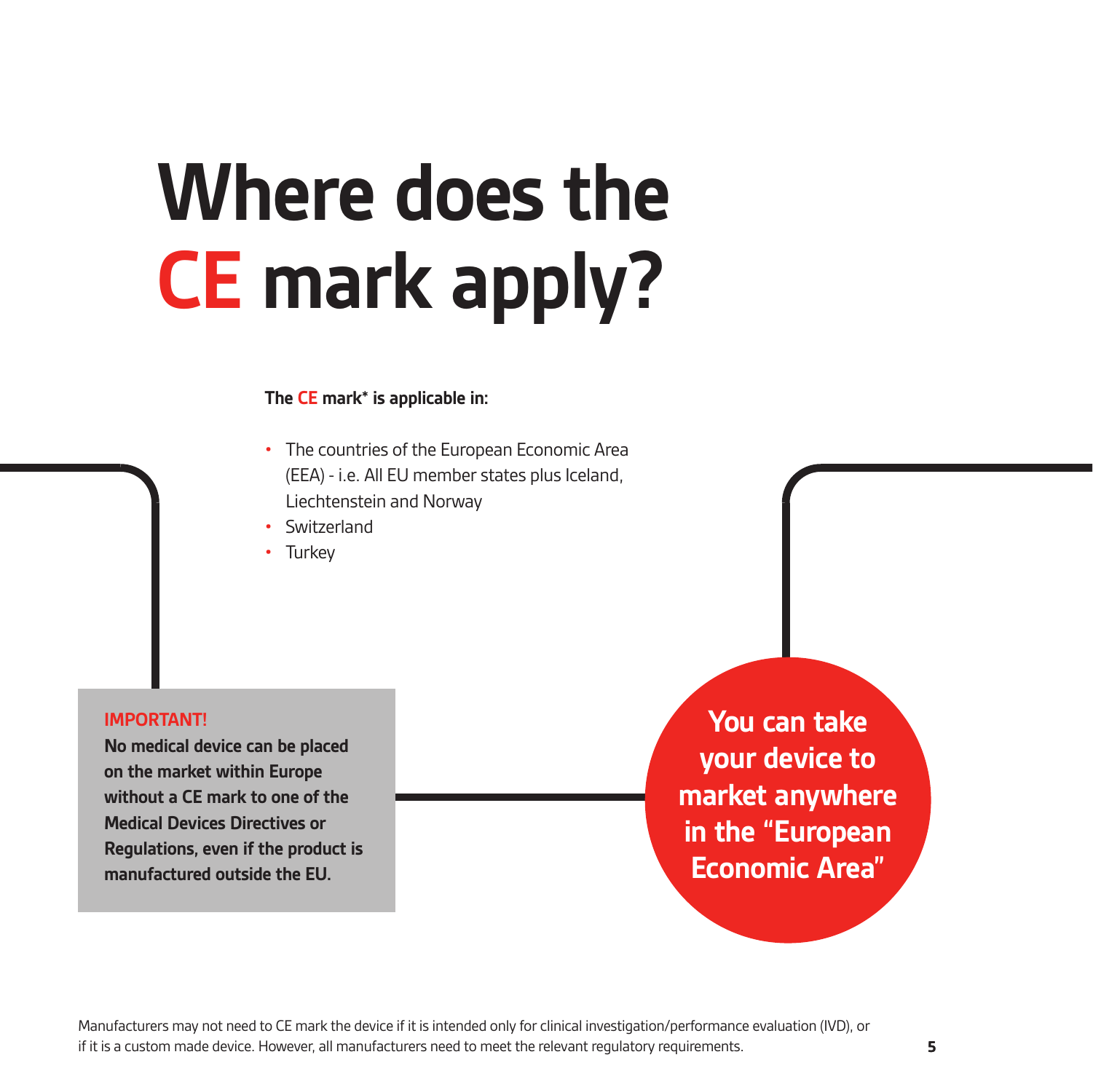# Where does the CE mark apply?

**The CE mark* is applicable in:**

- The countries of the European Economic Area (EEA) - i.e. All EU member states plus Iceland, Liechtenstein and Norway
- Switzerland
- Turkey

**IMPORTANT!**

**No medical device can be placed on the market within Europe without a CE mark to one of the Medical Devices Directives or Regulations, even if the product is manufactured outside the EU.**

**You can take your device to market anywhere in the "European Economic Area"**

Manufacturers may not need to CE mark the device if it is intended only for clinical investigation/performance evaluation (IVD), or if it is a custom made device. However, all manufacturers need to meet the relevant regulatory requirements.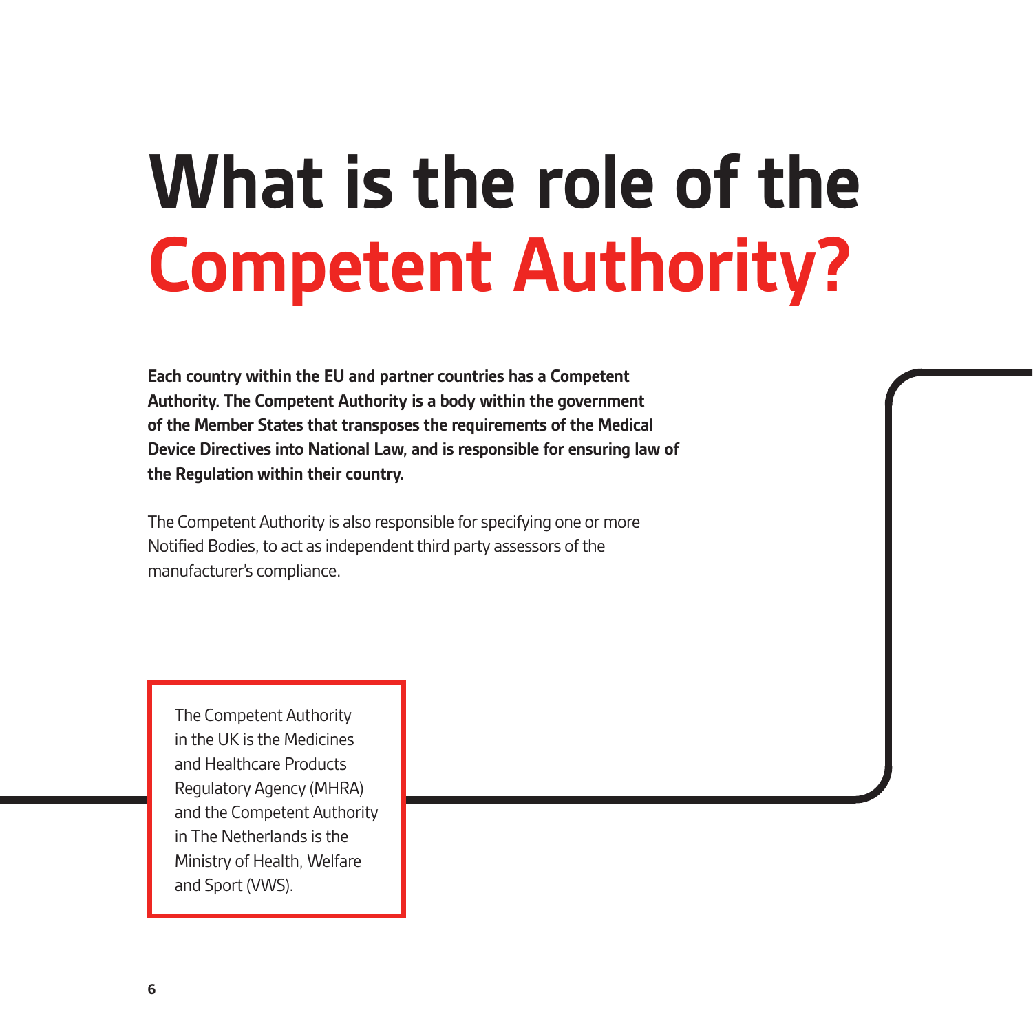# What is the role of the Competent Authority?

**Each country within the EU and partner countries has a Competent Authority. The Competent Authority is a body within the government of the Member States that transposes the requirements of the Medical Device Directives into National Law, and is responsible for ensuring law of the Regulation within their country.**

The Competent Authority is also responsible for specifying one or more Notified Bodies, to act as independent third party assessors of the manufacturer's compliance.

> The Competent Authority in the UK is the Medicines and Healthcare Products Regulatory Agency (MHRA) and the Competent Authority in The Netherlands is the Ministry of Health, Welfare and Sport (VWS).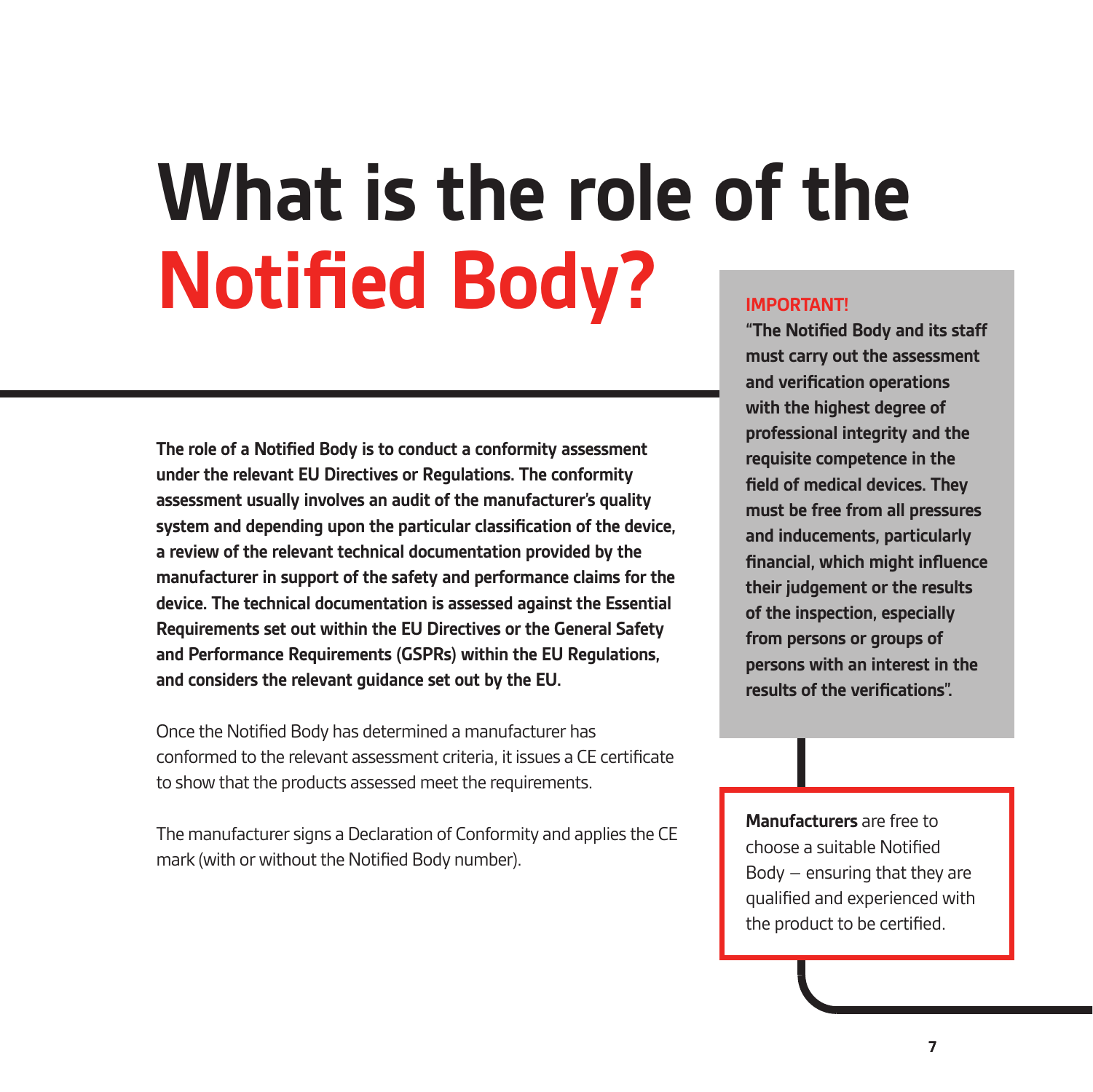# What is the role of the Notified Body?

**The role of a Notified Body is to conduct a conformity assessment under the relevant EU Directives or Regulations. The conformity assessment usually involves an audit of the manufacturer's quality system and depending upon the particular classification of the device, a review of the relevant technical documentation provided by the manufacturer in support of the safety and performance claims for the device. The technical documentation is assessed against the Essential Requirements set out within the EU Directives or the General Safety and Performance Requirements (GSPRs) within the EU Regulations, and considers the relevant guidance set out by the EU.**

Once the Notified Body has determined a manufacturer has conformed to the relevant assessment criteria, it issues a CE certificate to show that the products assessed meet the requirements.

The manufacturer signs a Declaration of Conformity and applies the CE mark (with or without the Notified Body number).

**IMPORTANT!**

**"The Notified Body and its staff must carry out the assessment and verification operations with the highest degree of professional integrity and the requisite competence in the field of medical devices. They must be free from all pressures and inducements, particularly financial, which might influence their judgement or the results of the inspection, especially from persons or groups of persons with an interest in the results of the verifications".**

**Manufacturers** are free to choose a suitable Notified Body – ensuring that they are qualified and experienced with the product to be certified.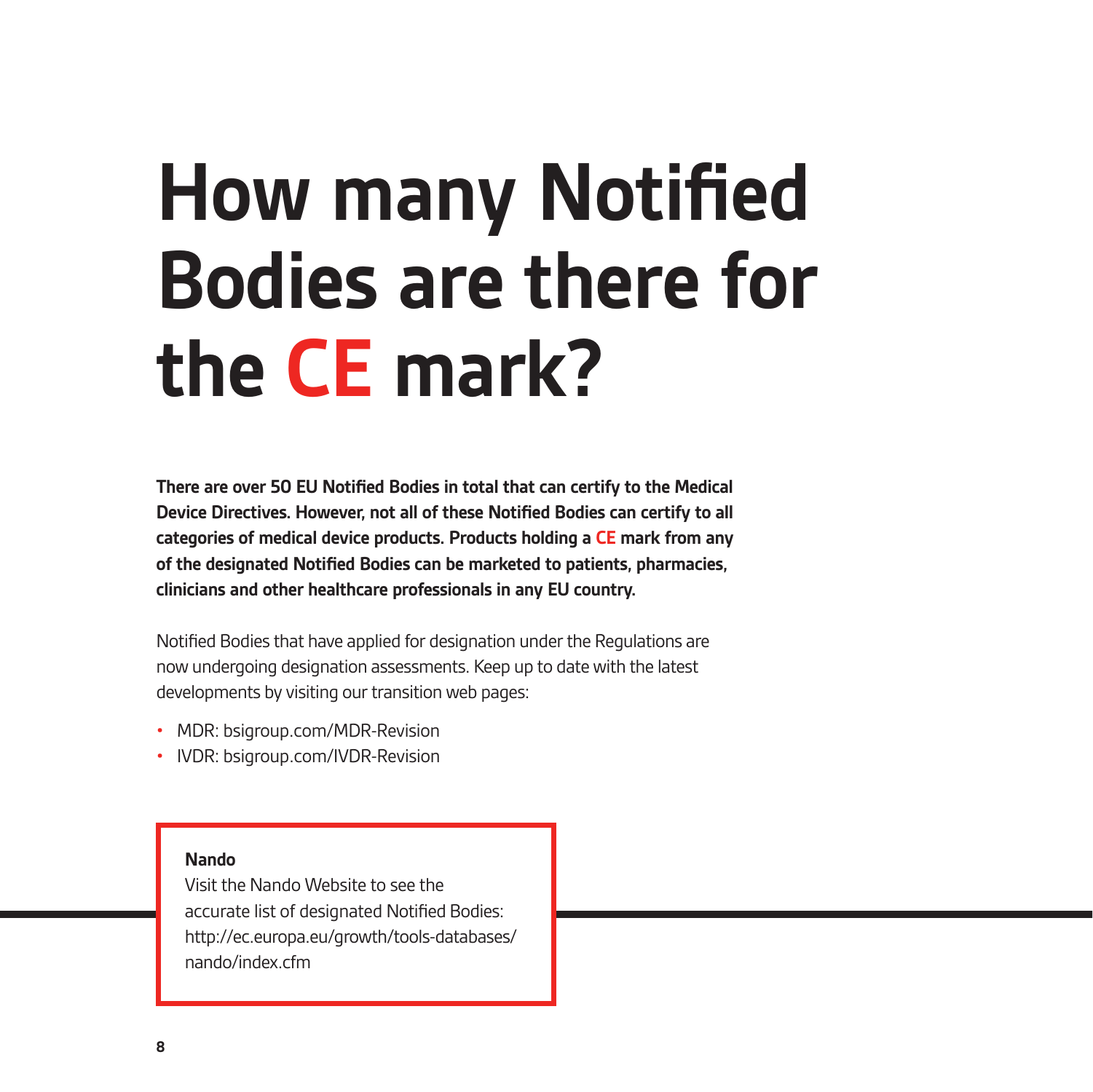# How many Notified Bodies are there for the CE mark?

**There are over 50 EU Notified Bodies in total that can certify to the Medical Device Directives. However, not all of these Notified Bodies can certify to all categories of medical device products. Products holding a CE mark from any of the designated Notified Bodies can be marketed to patients, pharmacies, clinicians and other healthcare professionals in any EU country.**

Notified Bodies that have applied for designation under the Regulations are now undergoing designation assessments. Keep up to date with the latest developments by visiting our transition web pages:

- MDR: bsigroup.com/MDR-Revision
- IVDR: bsigroup.com/IVDR-Revision

**Nando**

Visit the Nando Website to see the accurate list of designated Notified Bodies: http://ec.europa.eu/growth/tools-databases/nando/index.cfm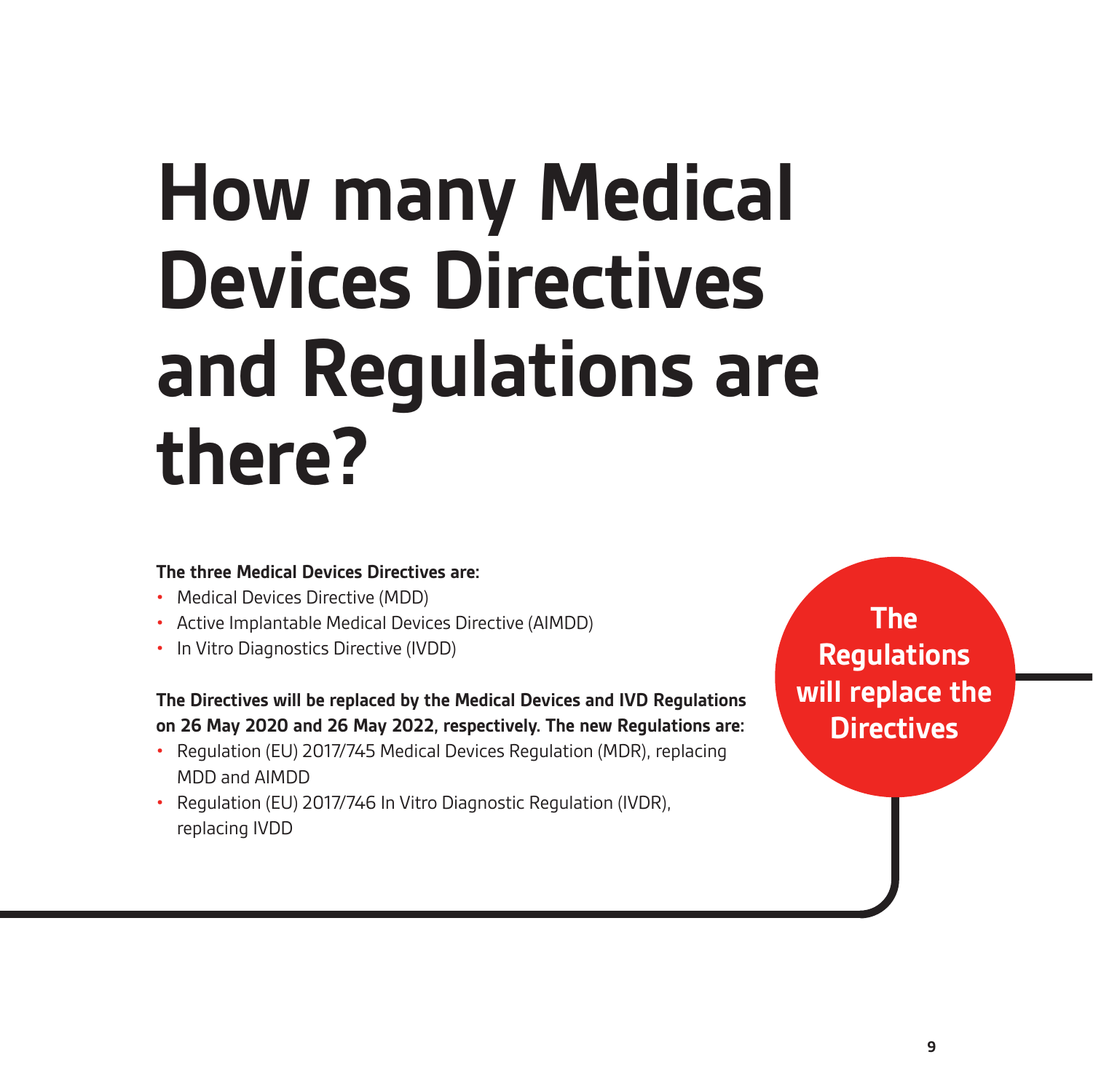# How many Medical Devices Directives and Regulations are there?

**The three Medical Devices Directives are:**

- Medical Devices Directive (MDD)
- Active Implantable Medical Devices Directive (AIMDD)
- In Vitro Diagnostics Directive (IVDD)

**The Directives will be replaced by the Medical Devices and IVD Regulations on 26 May 2020 and 26 May 2022, respectively. The new Regulations are:**

- Regulation (EU) 2017/745 Medical Devices Regulation (MDR), replacing MDD and AIMDD
- Regulation (EU) 2017/746 In Vitro Diagnostic Regulation (IVDR), replacing IVDD

**The Regulations will replace the Directives**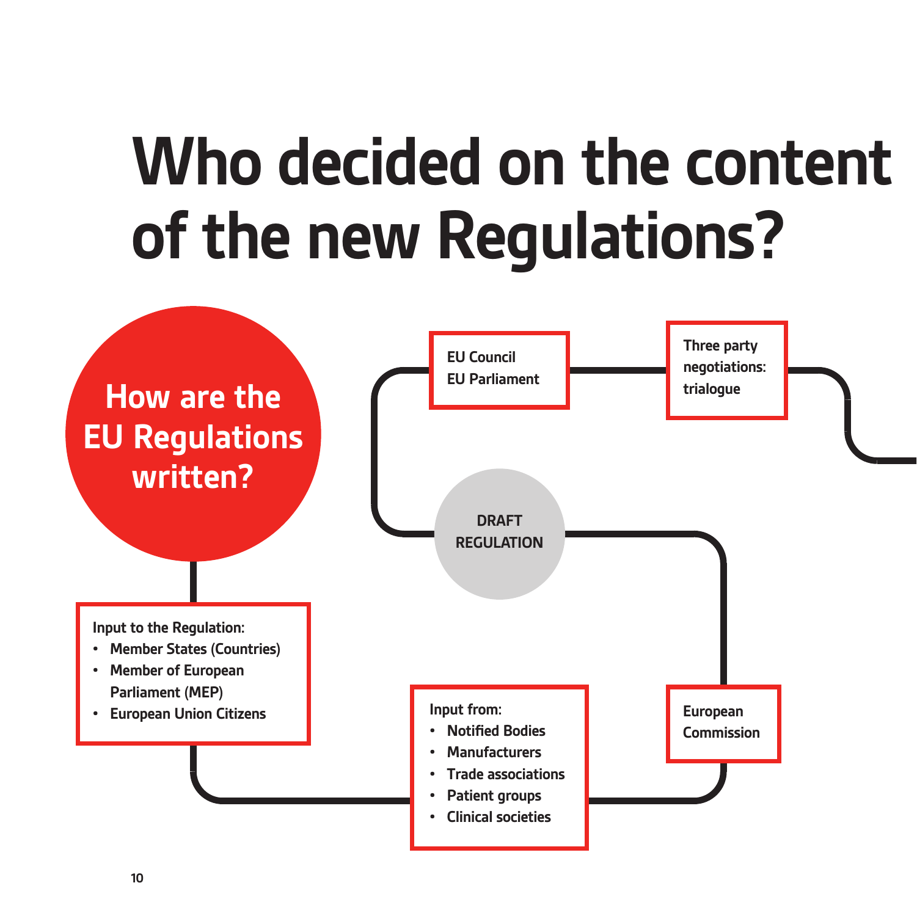# Who decided on the content of the new Regulations?

## How are the EU Regulations written?

Input to the Regulation:

- Member States (Countries)
- Member of European Parliament (MEP)
- European Union Citizens

Input from:

- Notified Bodies
- Manufacturers
- Trade associations
- Patient groups
- Clinical societies

European Commission

DRAFT REGULATION

EU Council
EU Parliament

Three party negotiations: trialogue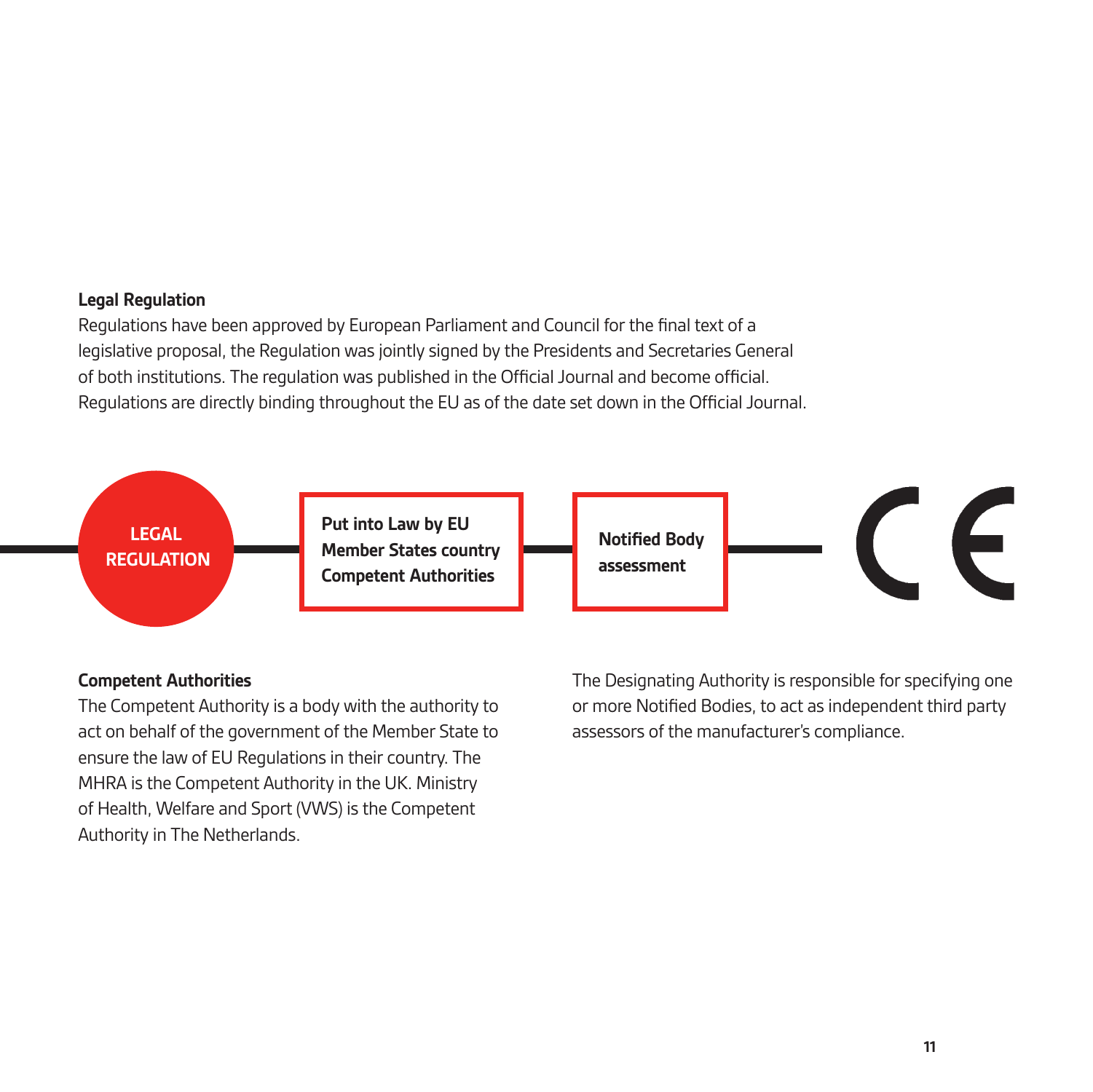**Legal Regulation**

Regulations have been approved by European Parliament and Council for the final text of a legislative proposal, the Regulation was jointly signed by the Presidents and Secretaries General of both institutions. The regulation was published in the Official Journal and become official. Regulations are directly binding throughout the EU as of the date set down in the Official Journal.

**LEGAL REGULATION** → **Put into Law by EU Member States country Competent Authorities** → **Notified Body assessment** → CE

**Competent Authorities**

The Competent Authority is a body with the authority to act on behalf of the government of the Member State to ensure the law of EU Regulations in their country. The MHRA is the Competent Authority in the UK. Ministry of Health, Welfare and Sport (VWS) is the Competent Authority in The Netherlands.

The Designating Authority is responsible for specifying one or more Notified Bodies, to act as independent third party assessors of the manufacturer's compliance.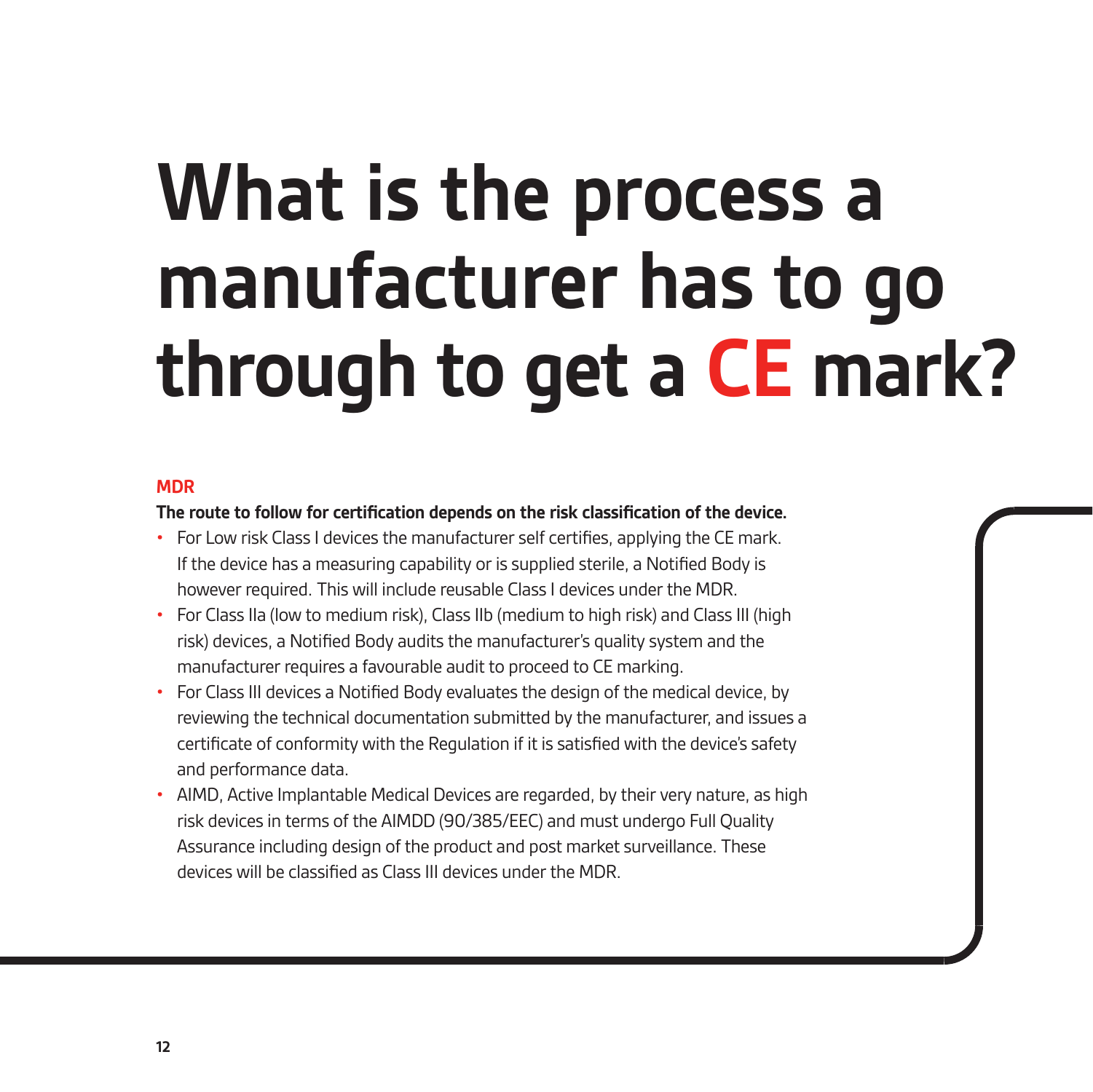# What is the process a manufacturer has to go through to get a CE mark?

## MDR

**The route to follow for certification depends on the risk classification of the device.**

- For Low risk Class I devices the manufacturer self certifies, applying the CE mark. If the device has a measuring capability or is supplied sterile, a Notified Body is however required. This will include reusable Class I devices under the MDR.
- For Class IIa (low to medium risk), Class IIb (medium to high risk) and Class III (high risk) devices, a Notified Body audits the manufacturer's quality system and the manufacturer requires a favourable audit to proceed to CE marking.
- For Class III devices a Notified Body evaluates the design of the medical device, by reviewing the technical documentation submitted by the manufacturer, and issues a certificate of conformity with the Regulation if it is satisfied with the device's safety and performance data.
- AIMD, Active Implantable Medical Devices are regarded, by their very nature, as high risk devices in terms of the AIMDD (90/385/EEC) and must undergo Full Quality Assurance including design of the product and post market surveillance. These devices will be classified as Class III devices under the MDR.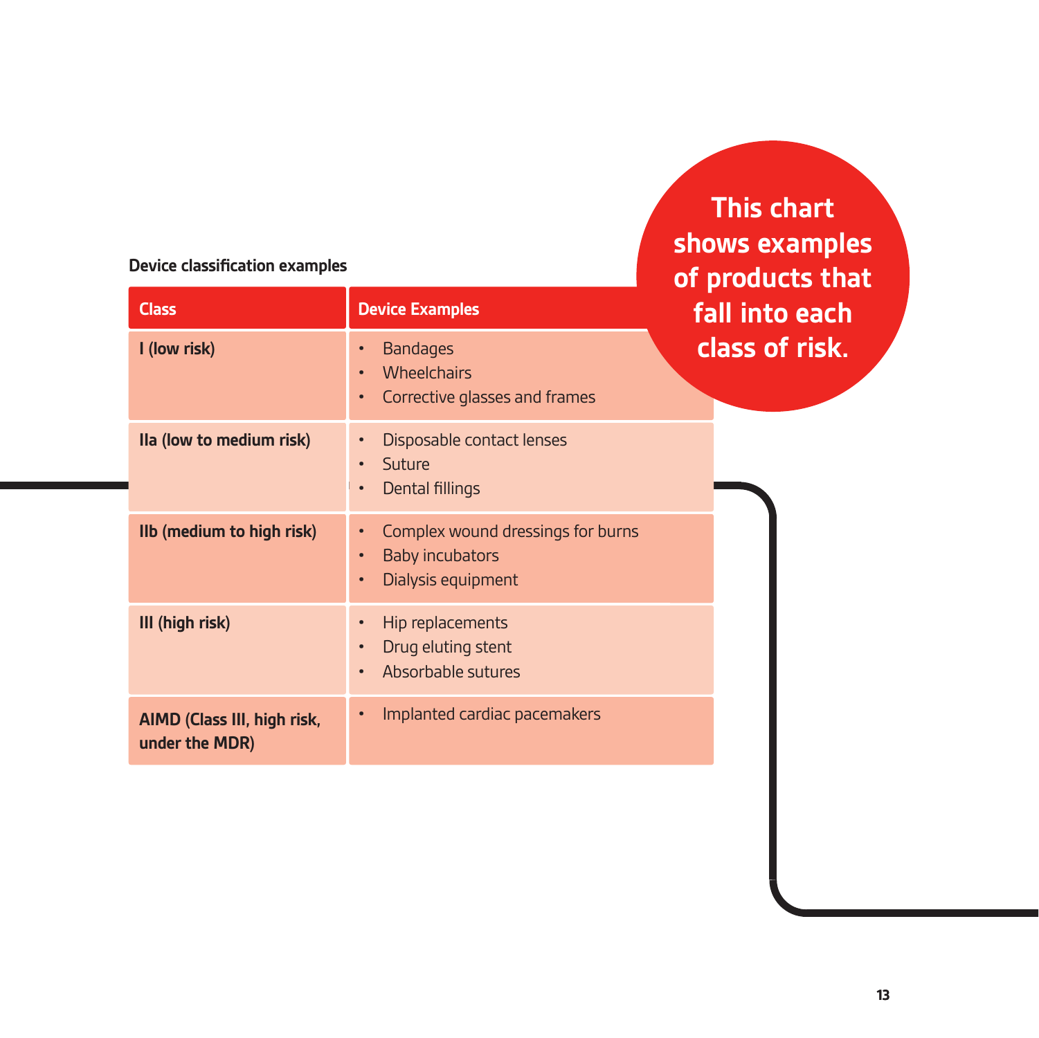This chart shows examples of products that fall into each class of risk.

**Device classification examples**

| Class | Device Examples |
|---|---|
| I (low risk) | • Bandages<br>• Wheelchairs<br>• Corrective glasses and frames |
| IIa (low to medium risk) | • Disposable contact lenses<br>• Suture<br>• Dental fillings |
| IIb (medium to high risk) | • Complex wound dressings for burns<br>• Baby incubators<br>• Dialysis equipment |
| III (high risk) | • Hip replacements<br>• Drug eluting stent<br>• Absorbable sutures |
| AIMD (Class III, high risk, under the MDR) | • Implanted cardiac pacemakers |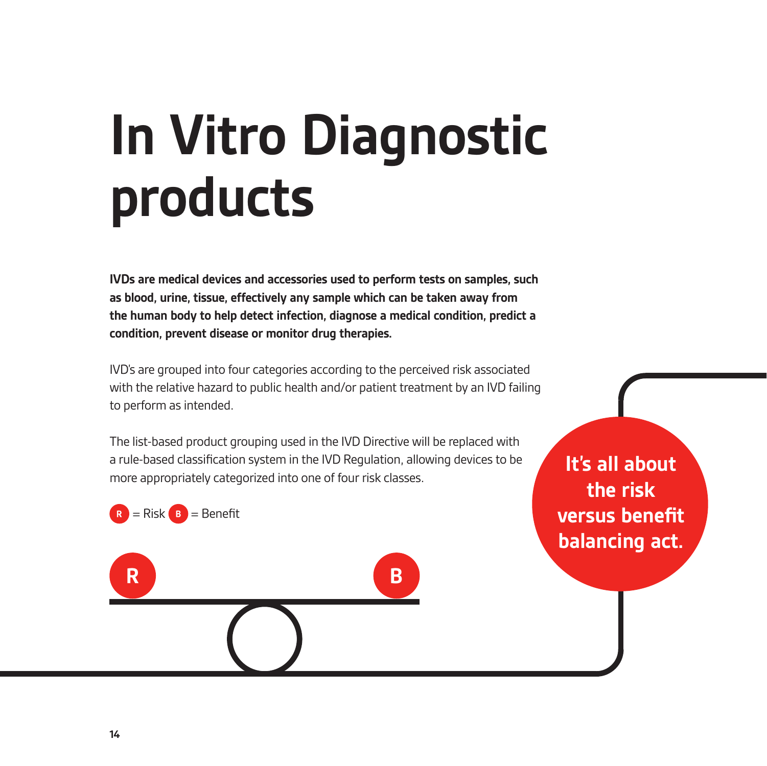# In Vitro Diagnostic products

**IVDs are medical devices and accessories used to perform tests on samples, such as blood, urine, tissue, effectively any sample which can be taken away from the human body to help detect infection, diagnose a medical condition, predict a condition, prevent disease or monitor drug therapies.**

IVD's are grouped into four categories according to the perceived risk associated with the relative hazard to public health and/or patient treatment by an IVD failing to perform as intended.

The list-based product grouping used in the IVD Directive will be replaced with a rule-based classification system in the IVD Regulation, allowing devices to be more appropriately categorized into one of four risk classes.

R = Risk B = Benefit

R B

**It's all about the risk versus benefit balancing act.**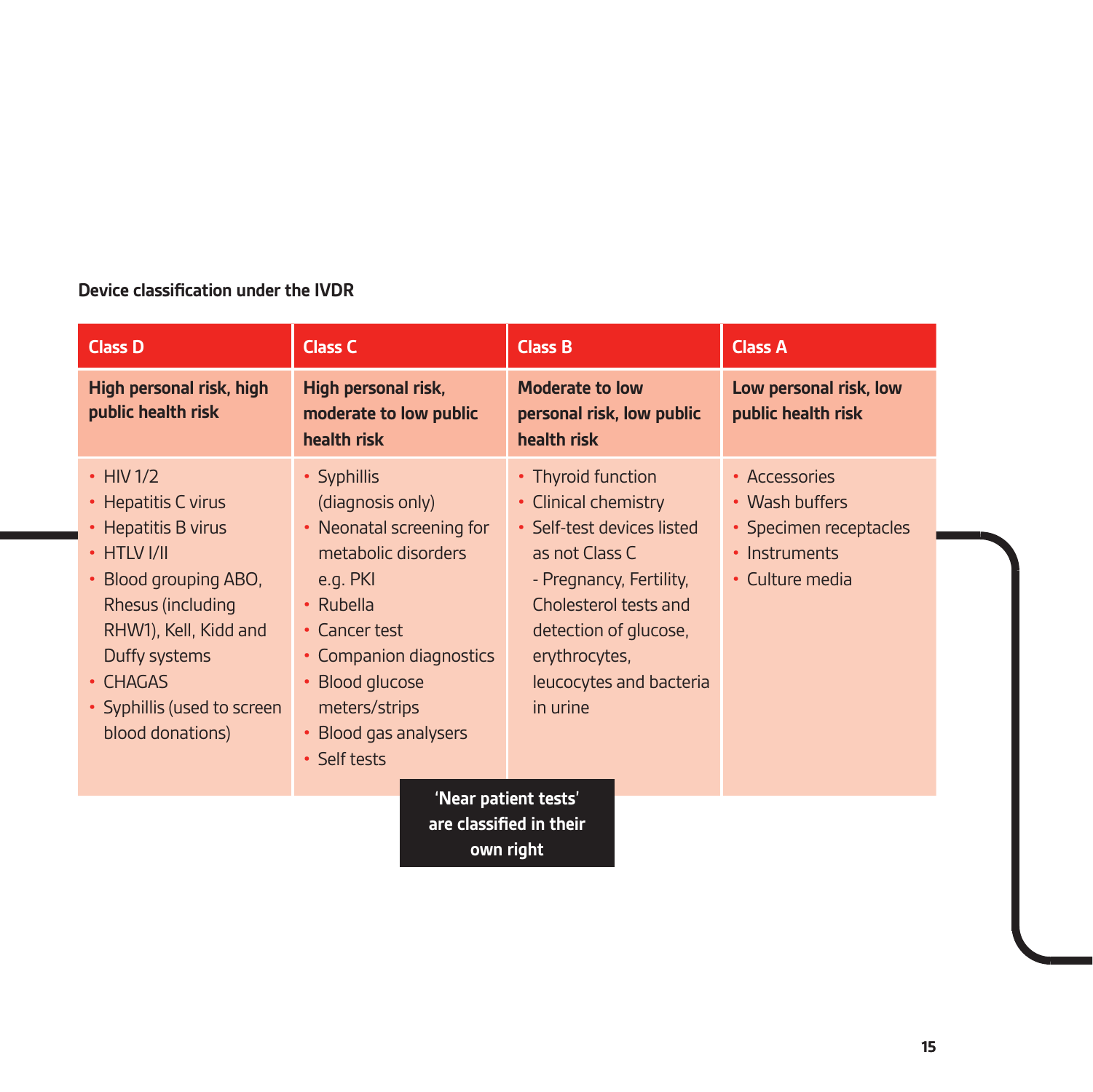**Device classification under the IVDR**

| Class D | Class C | Class B | Class A |
|---|---|---|---|
| **High personal risk, high public health risk** | **High personal risk, moderate to low public health risk** | **Moderate to low personal risk, low public health risk** | **Low personal risk, low public health risk** |
| • HIV 1/2<br>• Hepatitis C virus<br>• Hepatitis B virus<br>• HTLV I/II<br>• Blood grouping ABO, Rhesus (including RHW1), Kell, Kidd and Duffy systems<br>• CHAGAS<br>• Syphillis (used to screen blood donations) | • Syphillis (diagnosis only)<br>• Neonatal screening for metabolic disorders e.g. PKI<br>• Rubella<br>• Cancer test<br>• Companion diagnostics<br>• Blood glucose meters/strips<br>• Blood gas analysers<br>• Self tests | • Thyroid function<br>• Clinical chemistry<br>• Self-test devices listed as not Class C - Pregnancy, Fertility, Cholesterol tests and detection of glucose, erythrocytes, leucocytes and bacteria in urine | • Accessories<br>• Wash buffers<br>• Specimen receptacles<br>• Instruments<br>• Culture media |

**'Near patient tests' are classified in their own right**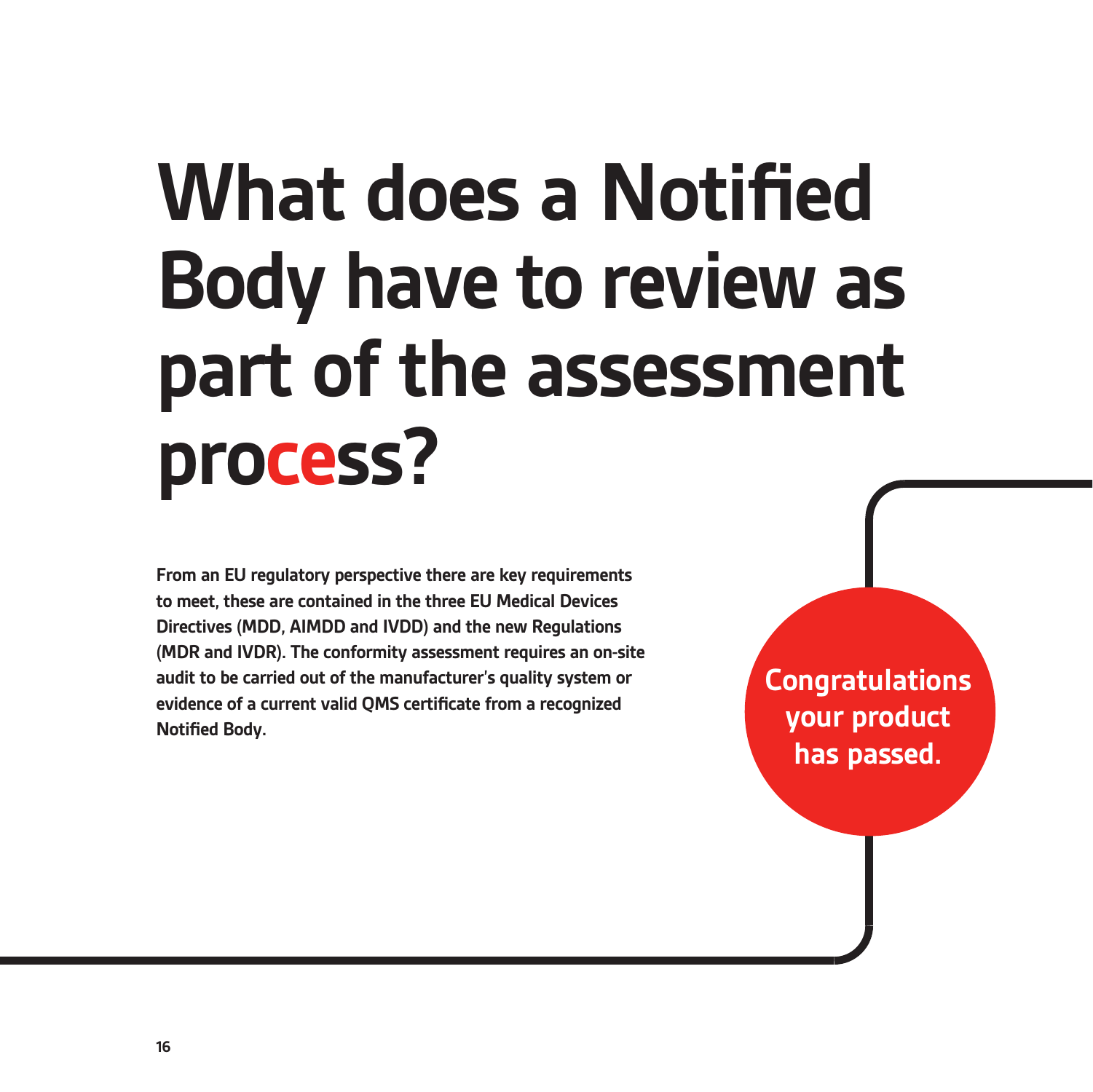# What does a Notified Body have to review as part of the assessment process?

**From an EU regulatory perspective there are key requirements to meet, these are contained in the three EU Medical Devices Directives (MDD, AIMDD and IVDD) and the new Regulations (MDR and IVDR). The conformity assessment requires an on-site audit to be carried out of the manufacturer's quality system or evidence of a current valid QMS certificate from a recognized Notified Body.**

**Congratulations your product has passed.**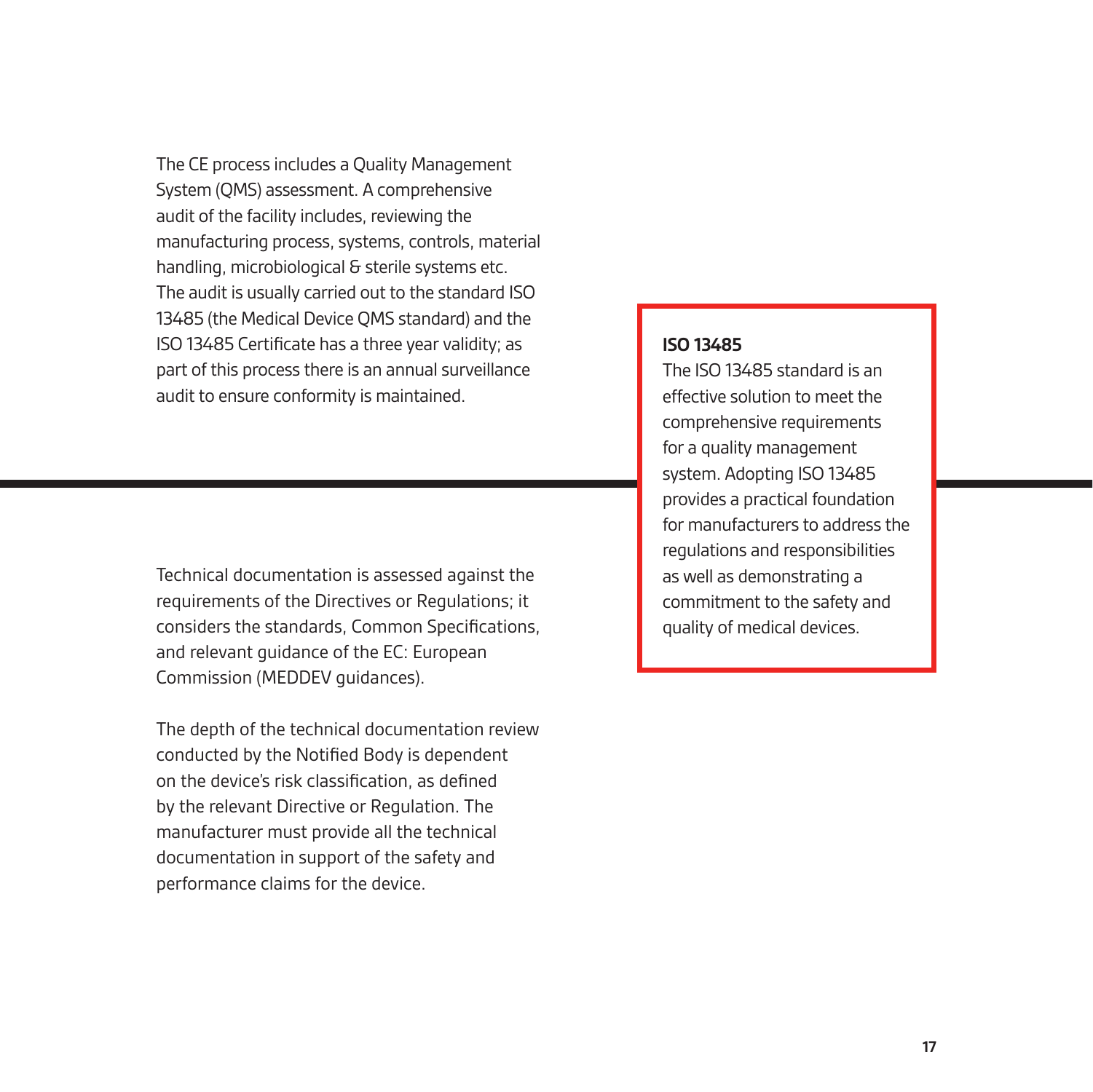The CE process includes a Quality Management System (QMS) assessment. A comprehensive audit of the facility includes, reviewing the manufacturing process, systems, controls, material handling, microbiological & sterile systems etc. The audit is usually carried out to the standard ISO 13485 (the Medical Device QMS standard) and the ISO 13485 Certificate has a three year validity; as part of this process there is an annual surveillance audit to ensure conformity is maintained.

**ISO 13485**

The ISO 13485 standard is an effective solution to meet the comprehensive requirements for a quality management system. Adopting ISO 13485 provides a practical foundation for manufacturers to address the regulations and responsibilities as well as demonstrating a commitment to the safety and quality of medical devices.

---

Technical documentation is assessed against the requirements of the Directives or Regulations; it considers the standards, Common Specifications, and relevant guidance of the EC: European Commission (MEDDEV guidances).

The depth of the technical documentation review conducted by the Notified Body is dependent on the device's risk classification, as defined by the relevant Directive or Regulation. The manufacturer must provide all the technical documentation in support of the safety and performance claims for the device.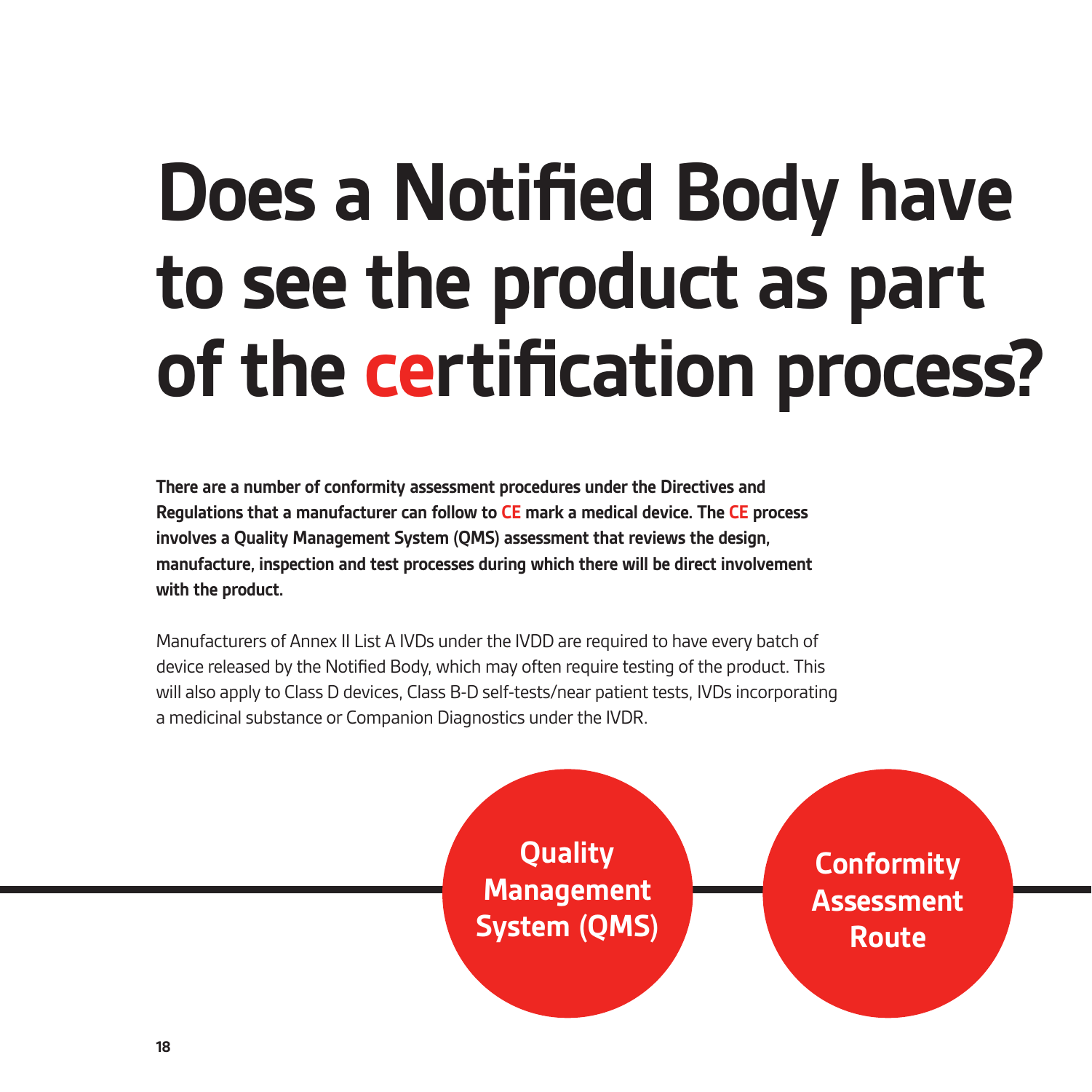# Does a Notified Body have to see the product as part of the certification process?

**There are a number of conformity assessment procedures under the Directives and Regulations that a manufacturer can follow to CE mark a medical device. The CE process involves a Quality Management System (QMS) assessment that reviews the design, manufacture, inspection and test processes during which there will be direct involvement with the product.**

Manufacturers of Annex II List A IVDs under the IVDD are required to have every batch of device released by the Notified Body, which may often require testing of the product. This will also apply to Class D devices, Class B-D self-tests/near patient tests, IVDs incorporating a medicinal substance or Companion Diagnostics under the IVDR.

**Quality Management System (QMS)**

**Conformity Assessment Route**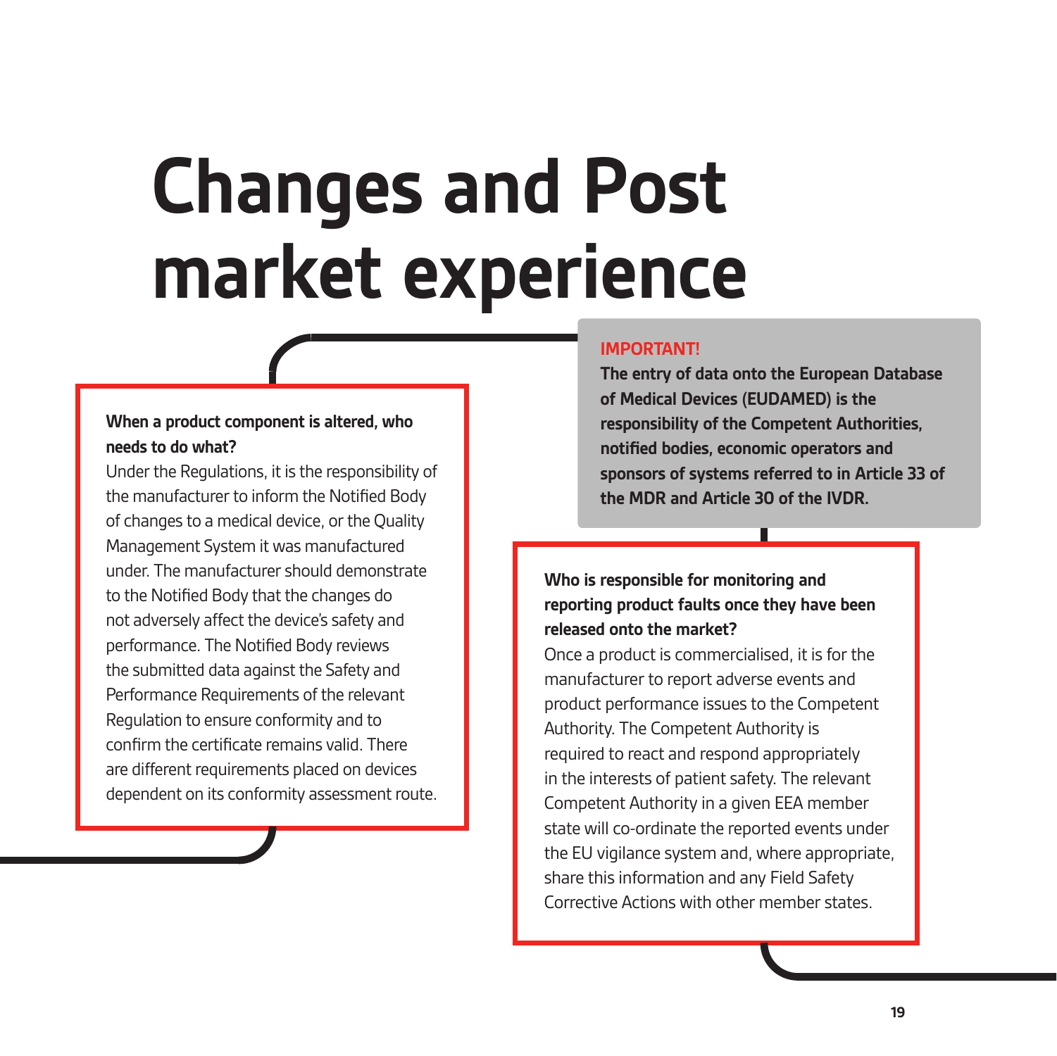# Changes and Post market experience

**When a product component is altered, who needs to do what?**

Under the Regulations, it is the responsibility of the manufacturer to inform the Notified Body of changes to a medical device, or the Quality Management System it was manufactured under. The manufacturer should demonstrate to the Notified Body that the changes do not adversely affect the device's safety and performance. The Notified Body reviews the submitted data against the Safety and Performance Requirements of the relevant Regulation to ensure conformity and to confirm the certificate remains valid. There are different requirements placed on devices dependent on its conformity assessment route.

**IMPORTANT!**

**The entry of data onto the European Database of Medical Devices (EUDAMED) is the responsibility of the Competent Authorities, notified bodies, economic operators and sponsors of systems referred to in Article 33 of the MDR and Article 30 of the IVDR.**

**Who is responsible for monitoring and reporting product faults once they have been released onto the market?**

Once a product is commercialised, it is for the manufacturer to report adverse events and product performance issues to the Competent Authority. The Competent Authority is required to react and respond appropriately in the interests of patient safety. The relevant Competent Authority in a given EEA member state will co-ordinate the reported events under the EU vigilance system and, where appropriate, share this information and any Field Safety Corrective Actions with other member states.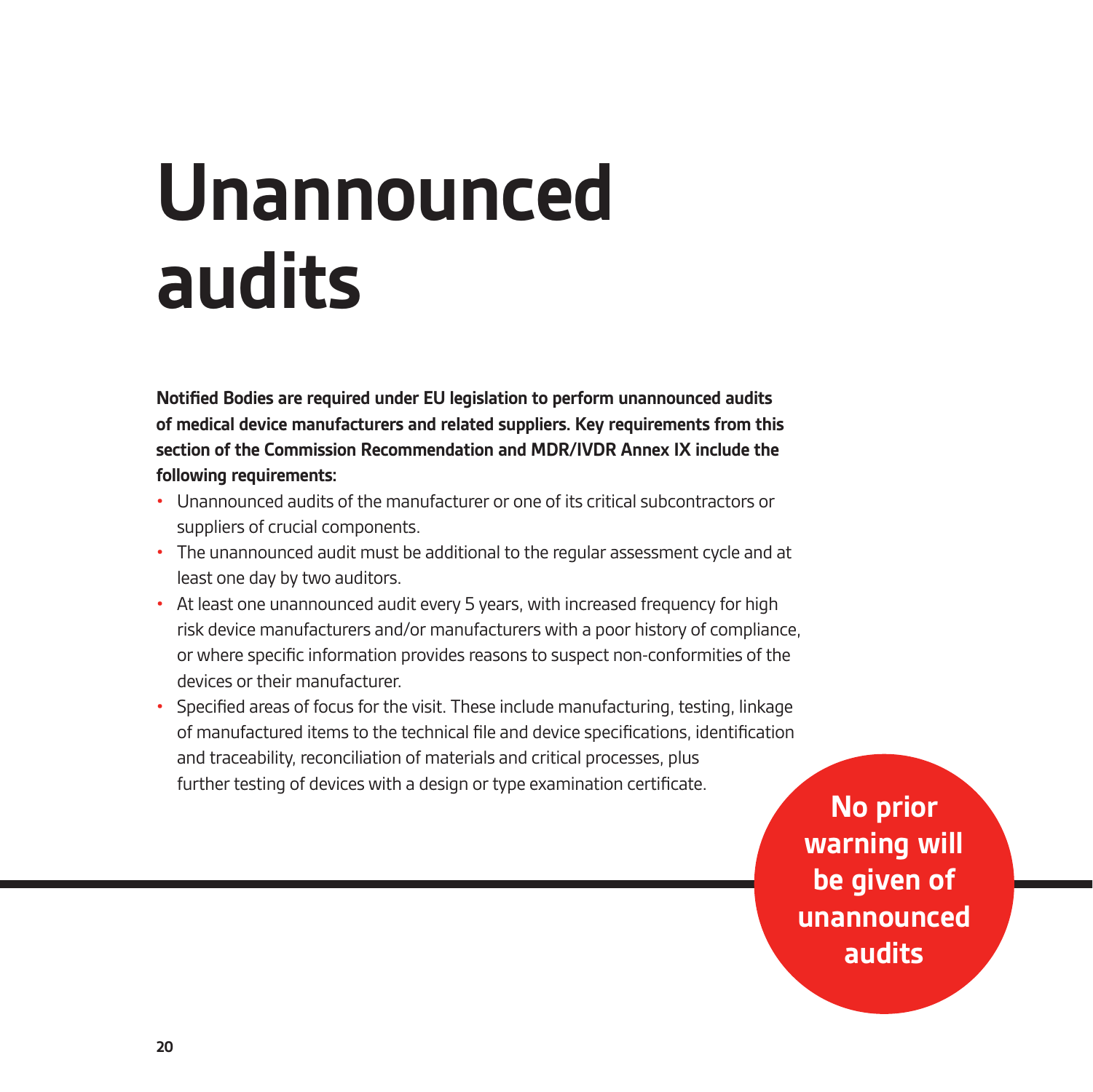# Unannounced audits

**Notified Bodies are required under EU legislation to perform unannounced audits of medical device manufacturers and related suppliers. Key requirements from this section of the Commission Recommendation and MDR/IVDR Annex IX include the following requirements:**

- Unannounced audits of the manufacturer or one of its critical subcontractors or suppliers of crucial components.
- The unannounced audit must be additional to the regular assessment cycle and at least one day by two auditors.
- At least one unannounced audit every 5 years, with increased frequency for high risk device manufacturers and/or manufacturers with a poor history of compliance, or where specific information provides reasons to suspect non-conformities of the devices or their manufacturer.
- Specified areas of focus for the visit. These include manufacturing, testing, linkage of manufactured items to the technical file and device specifications, identification and traceability, reconciliation of materials and critical processes, plus further testing of devices with a design or type examination certificate.

**No prior warning will be given of unannounced audits**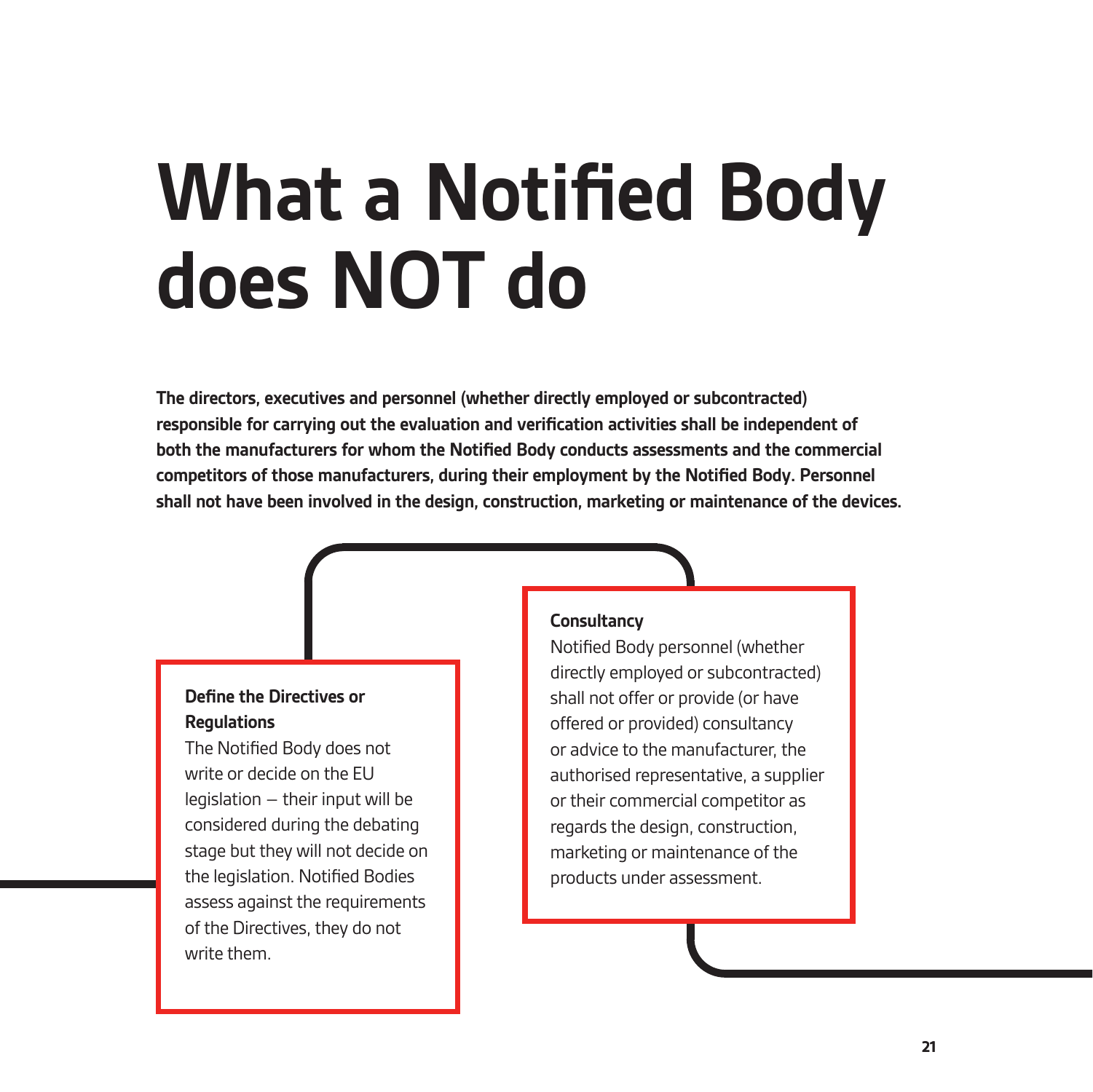# What a Notified Body does NOT do

**The directors, executives and personnel (whether directly employed or subcontracted) responsible for carrying out the evaluation and verification activities shall be independent of both the manufacturers for whom the Notified Body conducts assessments and the commercial competitors of those manufacturers, during their employment by the Notified Body. Personnel shall not have been involved in the design, construction, marketing or maintenance of the devices.**

**Define the Directives or Regulations**
The Notified Body does not write or decide on the EU legislation – their input will be considered during the debating stage but they will not decide on the legislation. Notified Bodies assess against the requirements of the Directives, they do not write them.

**Consultancy**
Notified Body personnel (whether directly employed or subcontracted) shall not offer or provide (or have offered or provided) consultancy or advice to the manufacturer, the authorised representative, a supplier or their commercial competitor as regards the design, construction, marketing or maintenance of the products under assessment.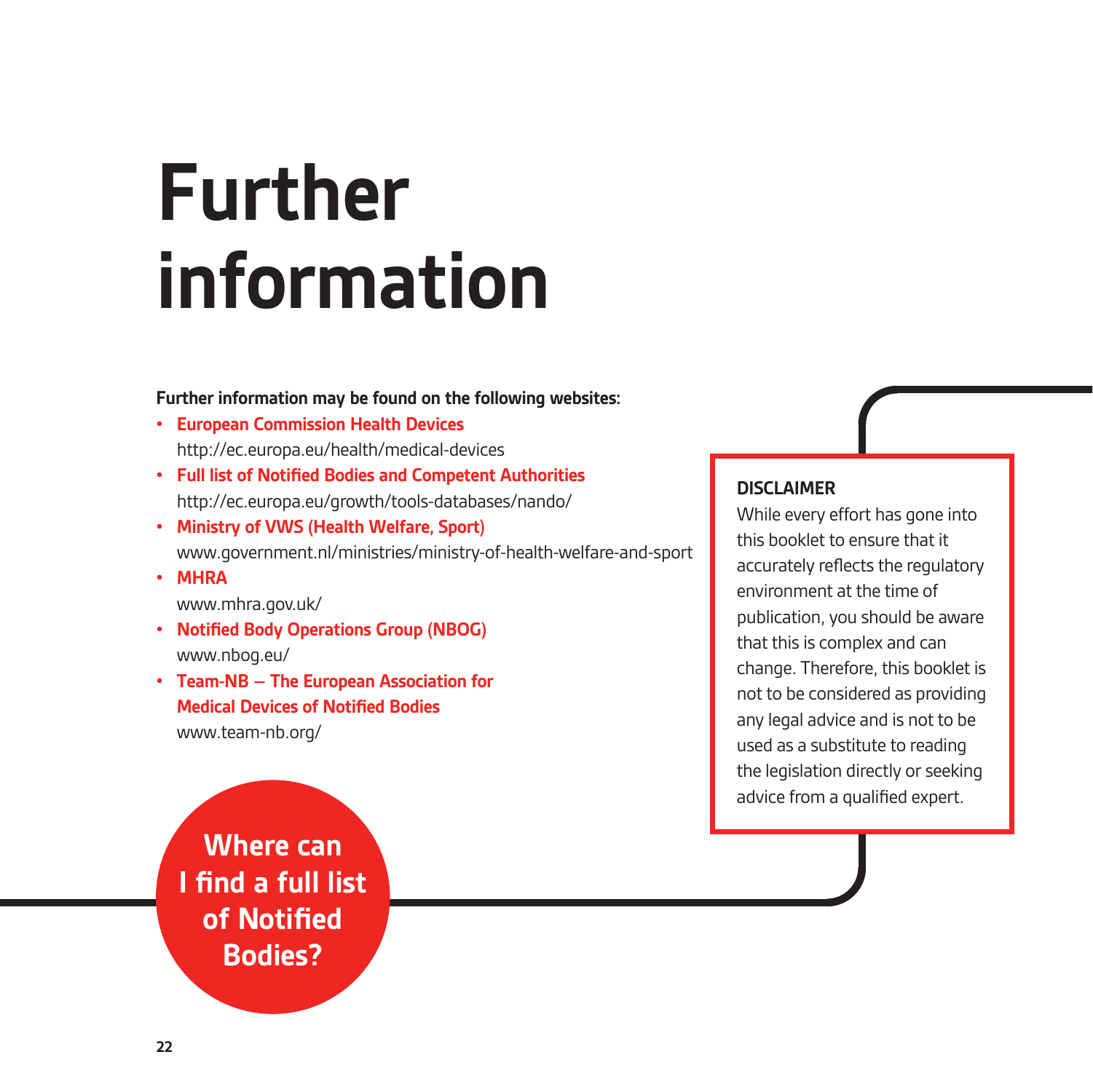# Further information

**Further information may be found on the following websites:**

- **European Commission Health Devices**
  http://ec.europa.eu/health/medical-devices
- **Full list of Notified Bodies and Competent Authorities**
  http://ec.europa.eu/growth/tools-databases/nando/
- **Ministry of VWS (Health Welfare, Sport)**
  www.government.nl/ministries/ministry-of-health-welfare-and-sport
- **MHRA**
  www.mhra.gov.uk/
- **Notified Body Operations Group (NBOG)**
  www.nbog.eu/
- **Team-NB – The European Association for Medical Devices of Notified Bodies**
  www.team-nb.org/

**Where can I find a full list of Notified Bodies?**

**DISCLAIMER**

While every effort has gone into this booklet to ensure that it accurately reflects the regulatory environment at the time of publication, you should be aware that this is complex and can change. Therefore, this booklet is not to be considered as providing any legal advice and is not to be used as a substitute to reading the legislation directly or seeking advice from a qualified expert.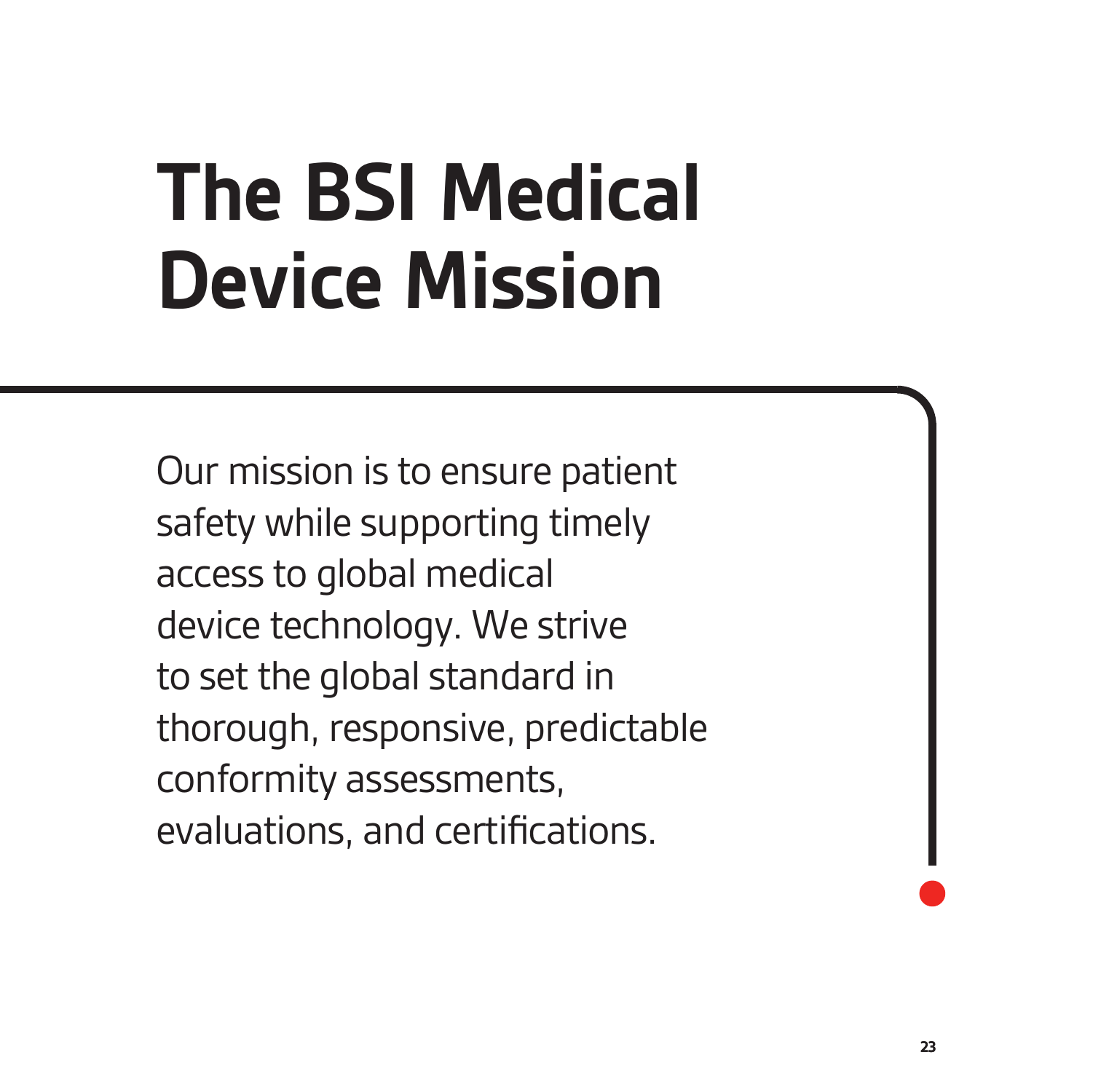# The BSI Medical Device Mission

Our mission is to ensure patient safety while supporting timely access to global medical device technology. We strive to set the global standard in thorough, responsive, predictable conformity assessments, evaluations, and certifications.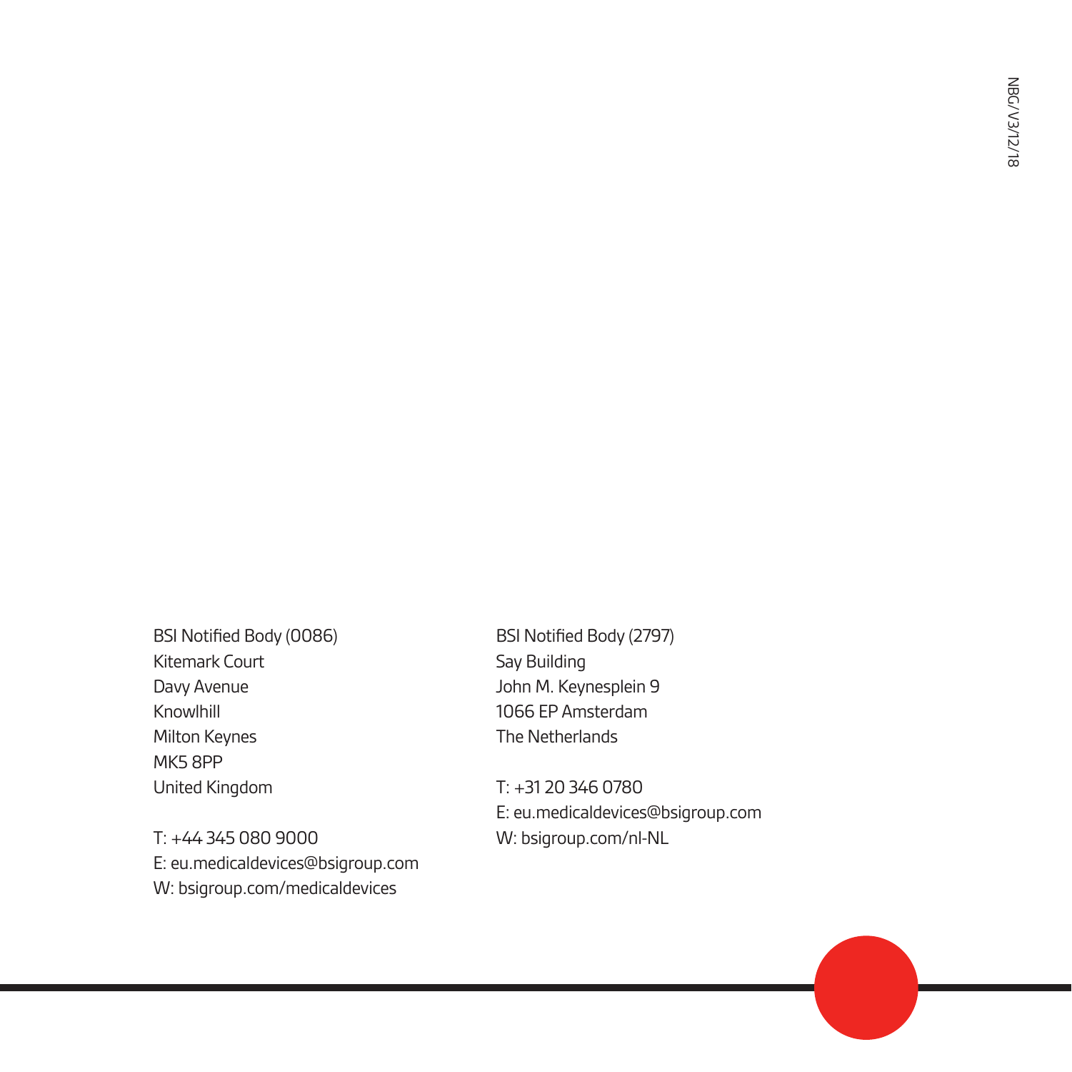BSI Notified Body (0086)
Kitemark Court
Davy Avenue
Knowlhill
Milton Keynes
MK5 8PP
United Kingdom

T: +44 345 080 9000
E: eu.medicaldevices@bsigroup.com
W: bsigroup.com/medicaldevices

BSI Notified Body (2797)
Say Building
John M. Keynesplein 9
1066 EP Amsterdam
The Netherlands

T: +31 20 346 0780
E: eu.medicaldevices@bsigroup.com
W: bsigroup.com/nl-NL

NBG/V3/12/18